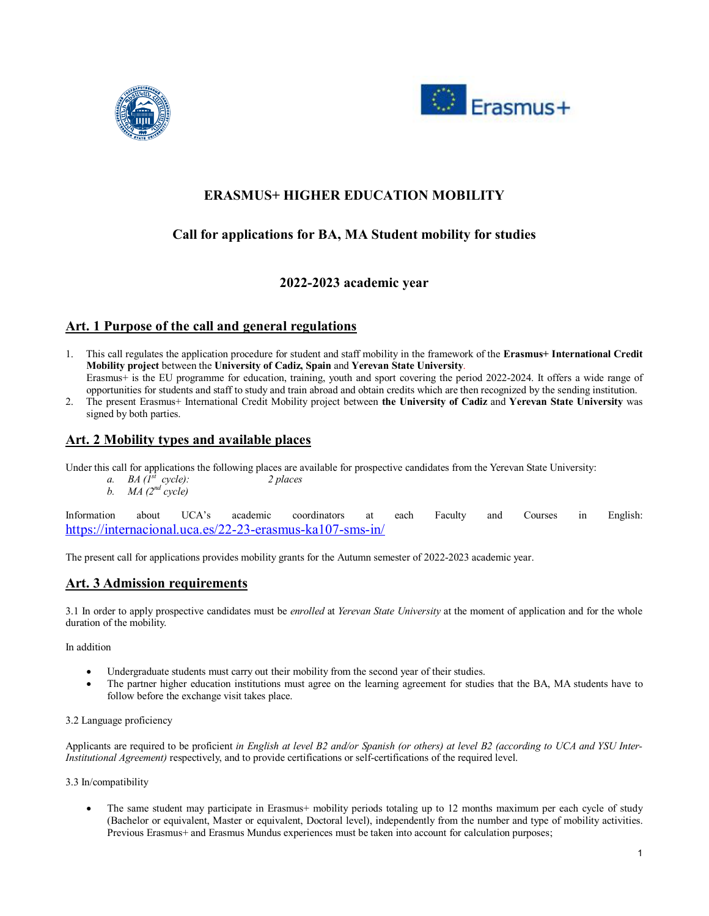# ERASMUS+ HIGHER EDUCATION MOBILITY

## Call for applications for BA, MA Student mobility for studies

## 2022-2023 academic year

## Art. 1 Purpose of the call and general regulations

1. This call regulates the application procedure for student and staff mobility in the framework of the **Erasmus+ International Credit Mobility project** between the **University of Cadiz, Spain** and **Yerevan State University**.
   Erasmus+ is the EU programme for education, training, youth and sport covering the period 2022-2024. It offers a wide range of opportunities for students and staff to study and train abroad and obtain credits which are then recognized by the sending institution.
2. The present Erasmus+ International Credit Mobility project between **the University of Cadiz** and **Yerevan State University** was signed by both parties.

## Art. 2 Mobility types and available places

Under this call for applications the following places are available for prospective candidates from the Yerevan State University:

a. *BA (1st cycle):* *2 places*
b. *MA (2nd cycle)*

Information about UCA's academic coordinators at each Faculty and Courses in English: https://internacional.uca.es/22-23-erasmus-ka107-sms-in/

The present call for applications provides mobility grants for the Autumn semester of 2022-2023 academic year.

## Art. 3 Admission requirements

3.1 In order to apply prospective candidates must be *enrolled* at *Yerevan State University* at the moment of application and for the whole duration of the mobility.

In addition

- Undergraduate students must carry out their mobility from the second year of their studies.
- The partner higher education institutions must agree on the learning agreement for studies that the BA, MA students have to follow before the exchange visit takes place.

3.2 Language proficiency

Applicants are required to be proficient *in English at level B2 and/or Spanish (or others) at level B2 (according to UCA and YSU Inter-Institutional Agreement)* respectively, and to provide certifications or self-certifications of the required level.

3.3 In/compatibility

- The same student may participate in Erasmus+ mobility periods totaling up to 12 months maximum per each cycle of study (Bachelor or equivalent, Master or equivalent, Doctoral level), independently from the number and type of mobility activities. Previous Erasmus+ and Erasmus Mundus experiences must be taken into account for calculation purposes;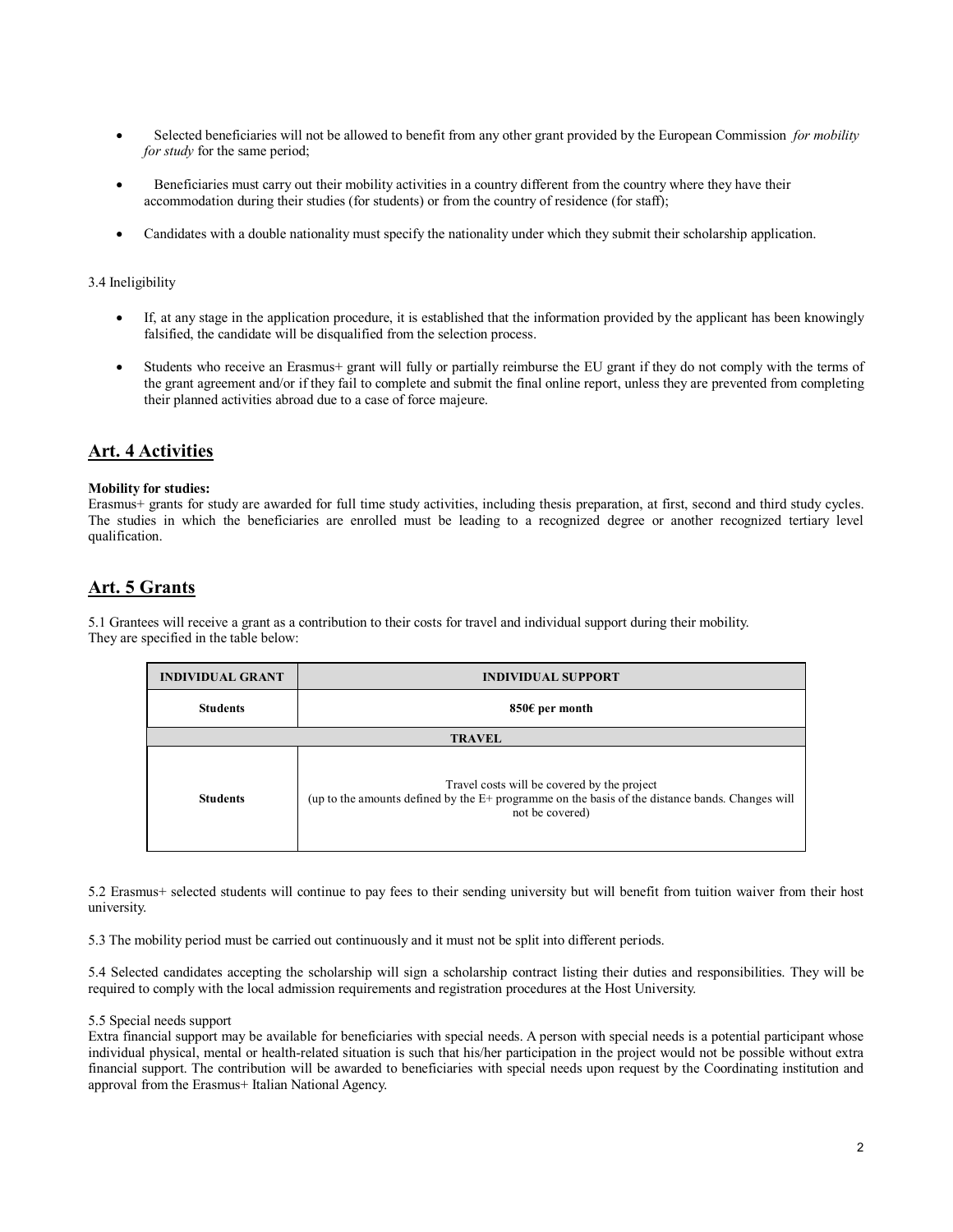- Selected beneficiaries will not be allowed to benefit from any other grant provided by the European Commission *for mobility for study* for the same period;
- Beneficiaries must carry out their mobility activities in a country different from the country where they have their accommodation during their studies (for students) or from the country of residence (for staff);
- Candidates with a double nationality must specify the nationality under which they submit their scholarship application.

3.4 Ineligibility

- If, at any stage in the application procedure, it is established that the information provided by the applicant has been knowingly falsified, the candidate will be disqualified from the selection process.
- Students who receive an Erasmus+ grant will fully or partially reimburse the EU grant if they do not comply with the terms of the grant agreement and/or if they fail to complete and submit the final online report, unless they are prevented from completing their planned activities abroad due to a case of force majeure.

## Art. 4 Activities

**Mobility for studies:**
Erasmus+ grants for study are awarded for full time study activities, including thesis preparation, at first, second and third study cycles. The studies in which the beneficiaries are enrolled must be leading to a recognized degree or another recognized tertiary level qualification.

## Art. 5 Grants

5.1 Grantees will receive a grant as a contribution to their costs for travel and individual support during their mobility.
They are specified in the table below:

| INDIVIDUAL GRANT | INDIVIDUAL SUPPORT |
|---|---|
| **Students** | **850€ per month** |
| **TRAVEL** | |
| **Students** | Travel costs will be covered by the project (up to the amounts defined by the E+ programme on the basis of the distance bands. Changes will not be covered) |

5.2 Erasmus+ selected students will continue to pay fees to their sending university but will benefit from tuition waiver from their host university.

5.3 The mobility period must be carried out continuously and it must not be split into different periods.

5.4 Selected candidates accepting the scholarship will sign a scholarship contract listing their duties and responsibilities. They will be required to comply with the local admission requirements and registration procedures at the Host University.

5.5 Special needs support
Extra financial support may be available for beneficiaries with special needs. A person with special needs is a potential participant whose individual physical, mental or health-related situation is such that his/her participation in the project would not be possible without extra financial support. The contribution will be awarded to beneficiaries with special needs upon request by the Coordinating institution and approval from the Erasmus+ Italian National Agency.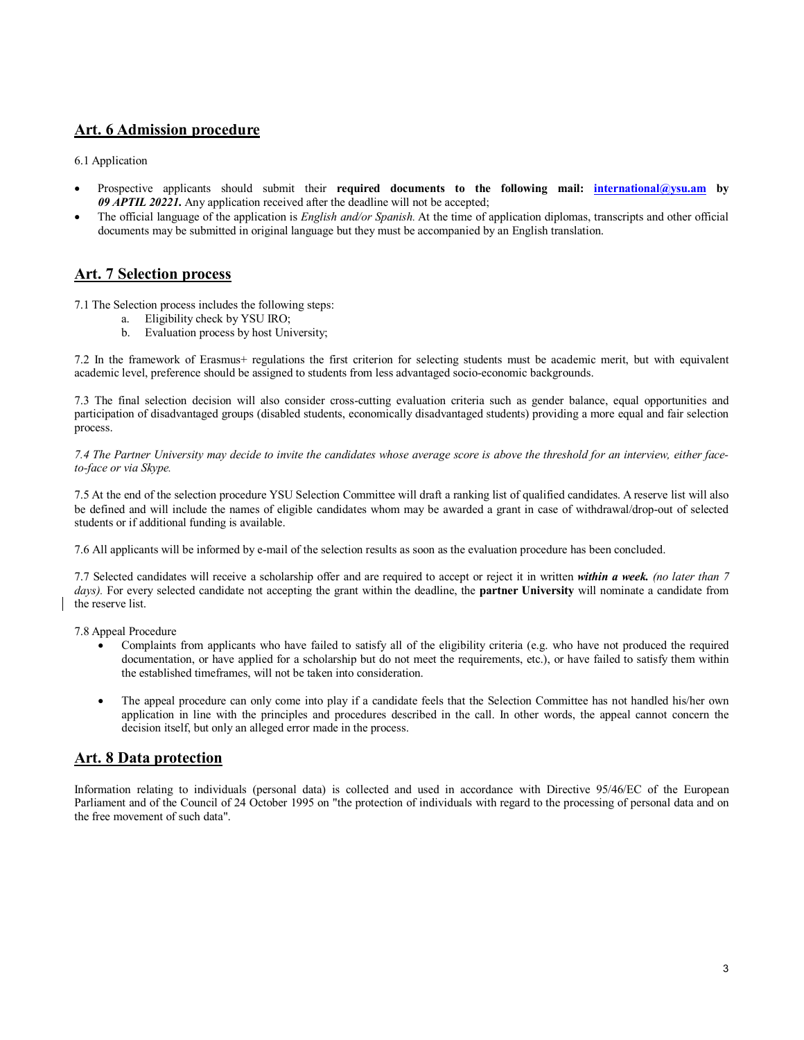## Art. 6 Admission procedure

6.1 Application

- Prospective applicants should submit their **required documents to the following mail: international@ysu.am by** ***09 APTIL 20221.*** Any application received after the deadline will not be accepted;
- The official language of the application is *English and/or Spanish.* At the time of application diplomas, transcripts and other official documents may be submitted in original language but they must be accompanied by an English translation.

## Art. 7 Selection process

7.1 The Selection process includes the following steps:

a. Eligibility check by YSU IRO;
b. Evaluation process by host University;

7.2 In the framework of Erasmus+ regulations the first criterion for selecting students must be academic merit, but with equivalent academic level, preference should be assigned to students from less advantaged socio-economic backgrounds.

7.3 The final selection decision will also consider cross-cutting evaluation criteria such as gender balance, equal opportunities and participation of disadvantaged groups (disabled students, economically disadvantaged students) providing a more equal and fair selection process.

*7.4 The Partner University may decide to invite the candidates whose average score is above the threshold for an interview, either face-to-face or via Skype.*

7.5 At the end of the selection procedure YSU Selection Committee will draft a ranking list of qualified candidates. A reserve list will also be defined and will include the names of eligible candidates whom may be awarded a grant in case of withdrawal/drop-out of selected students or if additional funding is available.

7.6 All applicants will be informed by e-mail of the selection results as soon as the evaluation procedure has been concluded.

7.7 Selected candidates will receive a scholarship offer and are required to accept or reject it in written ***within a week.*** *(no later than 7 days).* For every selected candidate not accepting the grant within the deadline, the **partner University** will nominate a candidate from the reserve list.

7.8 Appeal Procedure

- Complaints from applicants who have failed to satisfy all of the eligibility criteria (e.g. who have not produced the required documentation, or have applied for a scholarship but do not meet the requirements, etc.), or have failed to satisfy them within the established timeframes, will not be taken into consideration.
- The appeal procedure can only come into play if a candidate feels that the Selection Committee has not handled his/her own application in line with the principles and procedures described in the call. In other words, the appeal cannot concern the decision itself, but only an alleged error made in the process.

## Art. 8 Data protection

Information relating to individuals (personal data) is collected and used in accordance with Directive 95/46/EC of the European Parliament and of the Council of 24 October 1995 on "the protection of individuals with regard to the processing of personal data and on the free movement of such data".